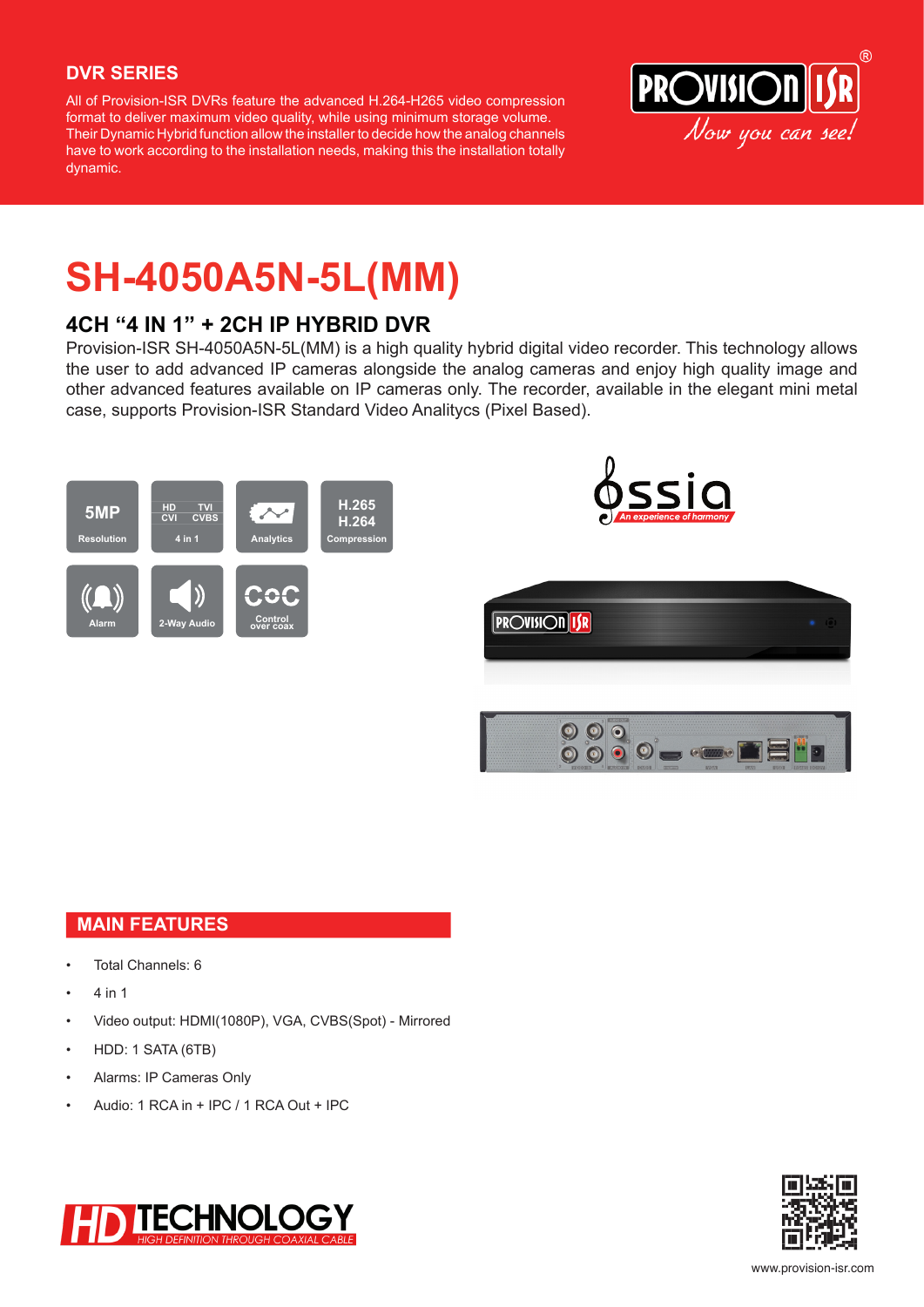## DVR SERIES

All of Provision-ISR DVRs feature the advanced H.264-H265 video compression format to deliver maximum video quality, while using minimum storage volume. Their Dynamic Hybrid function allow the installer to decide how the analog channels have to work according to the installation needs, making this the installation totally dynamic.

PROVISION ISR®
*Now you can see!*

# SH-4050A5N-5L(MM)

## 4CH “4 IN 1” + 2CH IP HYBRID DVR

Provision-ISR SH-4050A5N-5L(MM) is a high quality hybrid digital video recorder. This technology allows the user to add advanced IP cameras alongside the analog cameras and enjoy high quality image and other advanced features available on IP cameras only. The recorder, available in the elegant mini metal case, supports Provision-ISR Standard Video Analitycs (Pixel Based).

5MP Resolution | HD CVI TVI CVBS 4 in 1 | Analytics | H.265 H.264 Compression | Alarm | 2-Way Audio | CoC Control over coax

ossia — An experience of harmony

## MAIN FEATURES

- Total Channels: 6
- 4 in 1
- Video output: HDMI(1080P), VGA, CVBS(Spot) - Mirrored
- HDD: 1 SATA (6TB)
- Alarms: IP Cameras Only
- Audio: 1 RCA in + IPC / 1 RCA Out + IPC

HD TECHNOLOGY — HIGH DEFINITION THROUGH COAXIAL CABLE

www.provision-isr.com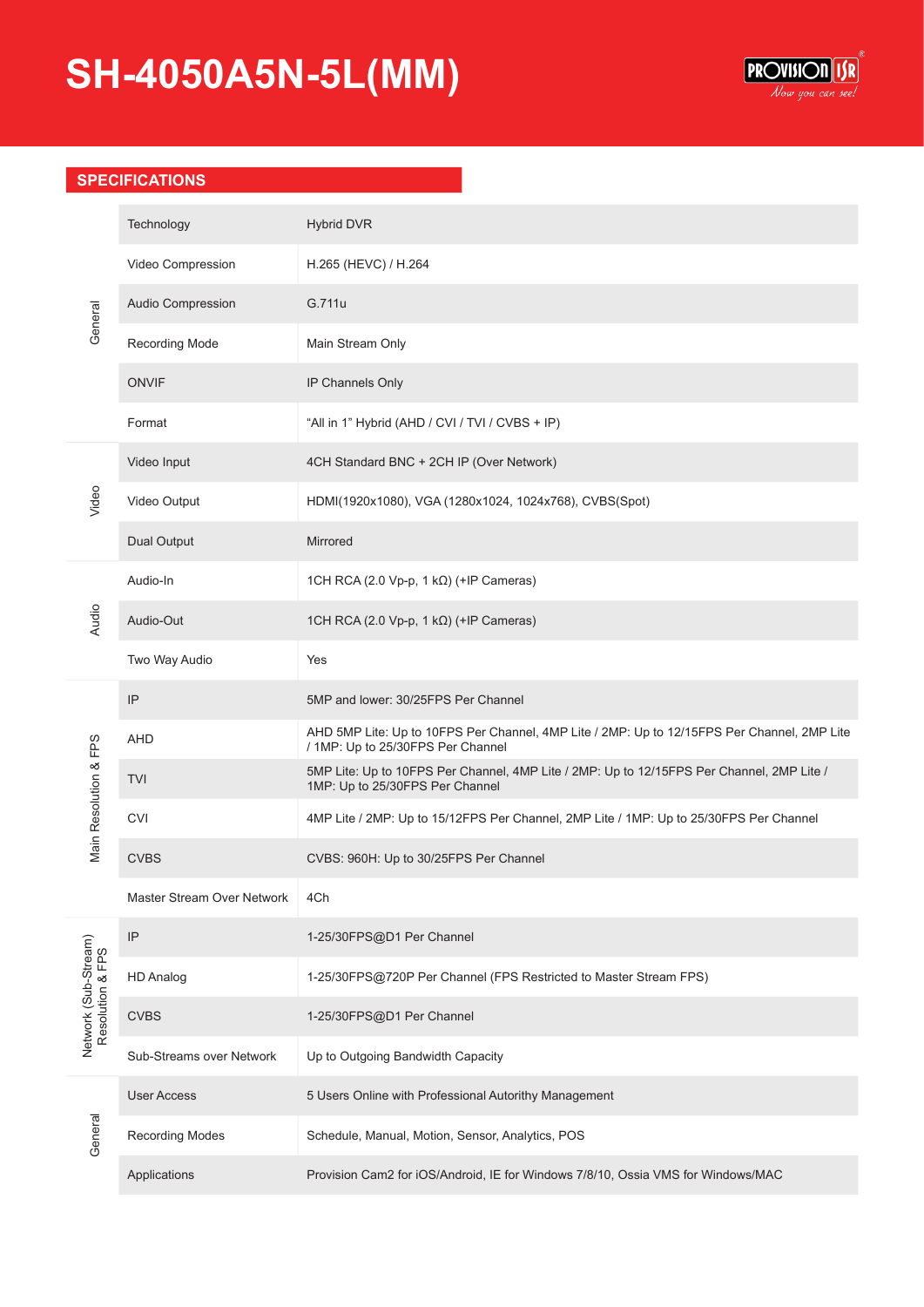# SH-4050A5N-5L(MM)

## SPECIFICATIONS

| | | |
|---|---|---|
| General | Technology | Hybrid DVR |
| | Video Compression | H.265 (HEVC) / H.264 |
| | Audio Compression | G.711u |
| | Recording Mode | Main Stream Only |
| | ONVIF | IP Channels Only |
| | Format | "All in 1" Hybrid (AHD / CVI / TVI / CVBS + IP) |
| Video | Video Input | 4CH Standard BNC + 2CH IP (Over Network) |
| | Video Output | HDMI(1920x1080), VGA (1280x1024, 1024x768), CVBS(Spot) |
| | Dual Output | Mirrored |
| Audio | Audio-In | 1CH RCA (2.0 Vp-p, 1 kΩ) (+IP Cameras) |
| | Audio-Out | 1CH RCA (2.0 Vp-p, 1 kΩ) (+IP Cameras) |
| | Two Way Audio | Yes |
| Main Resolution & FPS | IP | 5MP and lower: 30/25FPS Per Channel |
| | AHD | AHD 5MP Lite: Up to 10FPS Per Channel, 4MP Lite / 2MP: Up to 12/15FPS Per Channel, 2MP Lite / 1MP: Up to 25/30FPS Per Channel |
| | TVI | 5MP Lite: Up to 10FPS Per Channel, 4MP Lite / 2MP: Up to 12/15FPS Per Channel, 2MP Lite / 1MP: Up to 25/30FPS Per Channel |
| | CVI | 4MP Lite / 2MP: Up to 15/12FPS Per Channel, 2MP Lite / 1MP: Up to 25/30FPS Per Channel |
| | CVBS | CVBS: 960H: Up to 30/25FPS Per Channel |
| | Master Stream Over Network | 4Ch |
| Network (Sub-Stream) Resolution & FPS | IP | 1-25/30FPS@D1 Per Channel |
| | HD Analog | 1-25/30FPS@720P Per Channel (FPS Restricted to Master Stream FPS) |
| | CVBS | 1-25/30FPS@D1 Per Channel |
| | Sub-Streams over Network | Up to Outgoing Bandwidth Capacity |
| General | User Access | 5 Users Online with Professional Autority Management |
| | Recording Modes | Schedule, Manual, Motion, Sensor, Analytics, POS |
| | Applications | Provision Cam2 for iOS/Android, IE for Windows 7/8/10, Ossia VMS for Windows/MAC |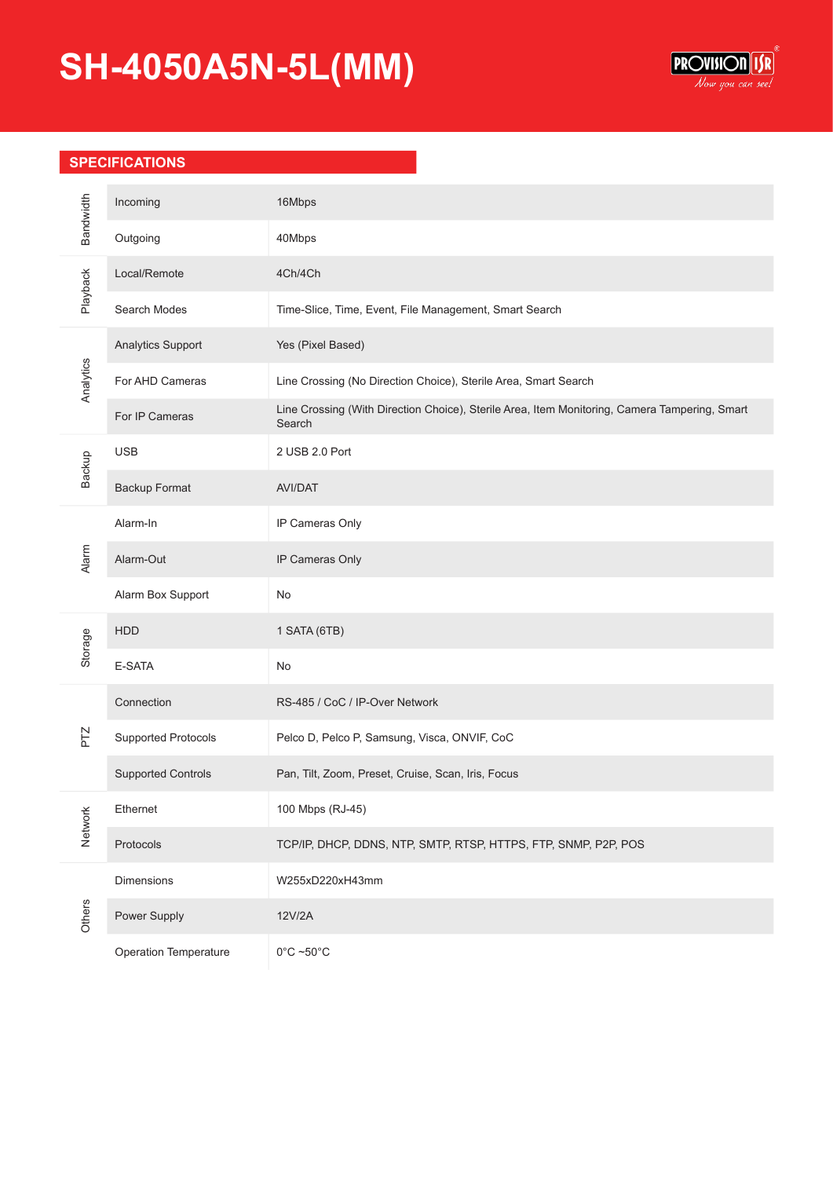# SH-4050A5N-5L(MM)

## SPECIFICATIONS

| | | |
|---|---|---|
| Bandwidth | Incoming | 16Mbps |
| | Outgoing | 40Mbps |
| Playback | Local/Remote | 4Ch/4Ch |
| | Search Modes | Time-Slice, Time, Event, File Management, Smart Search |
| Analytics | Analytics Support | Yes (Pixel Based) |
| | For AHD Cameras | Line Crossing (No Direction Choice), Sterile Area, Smart Search |
| | For IP Cameras | Line Crossing (With Direction Choice), Sterile Area, Item Monitoring, Camera Tampering, Smart Search |
| Backup | USB | 2 USB 2.0 Port |
| | Backup Format | AVI/DAT |
| Alarm | Alarm-In | IP Cameras Only |
| | Alarm-Out | IP Cameras Only |
| | Alarm Box Support | No |
| Storage | HDD | 1 SATA (6TB) |
| | E-SATA | No |
| PTZ | Connection | RS-485 / CoC / IP-Over Network |
| | Supported Protocols | Pelco D, Pelco P, Samsung, Visca, ONVIF, CoC |
| | Supported Controls | Pan, Tilt, Zoom, Preset, Cruise, Scan, Iris, Focus |
| Network | Ethernet | 100 Mbps (RJ-45) |
| | Protocols | TCP/IP, DHCP, DDNS, NTP, SMTP, RTSP, HTTPS, FTP, SNMP, P2P, POS |
| Others | Dimensions | W255xD220xH43mm |
| | Power Supply | 12V/2A |
| | Operation Temperature | 0°C ~50°C |